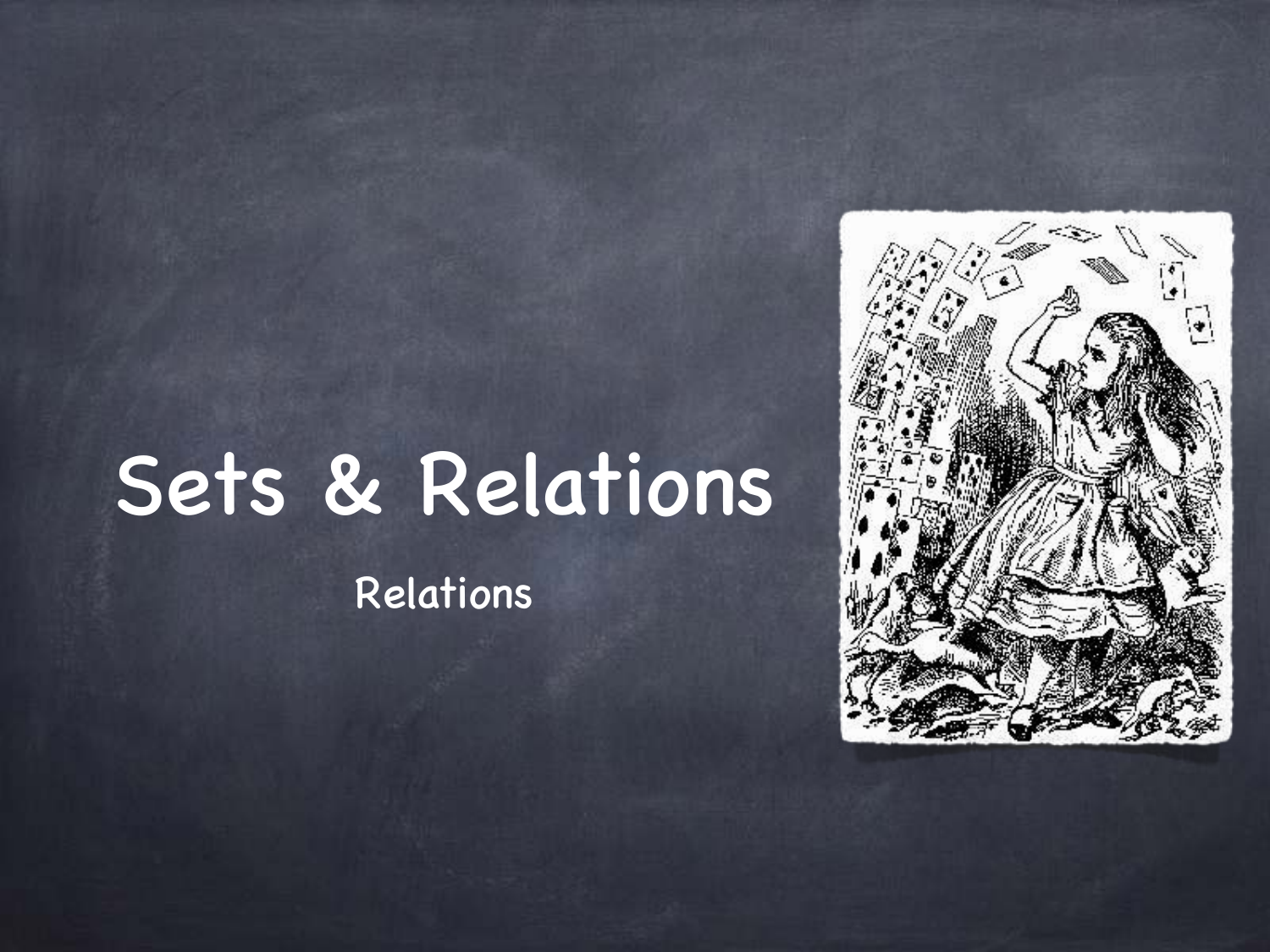# Sets & Relations

## Relations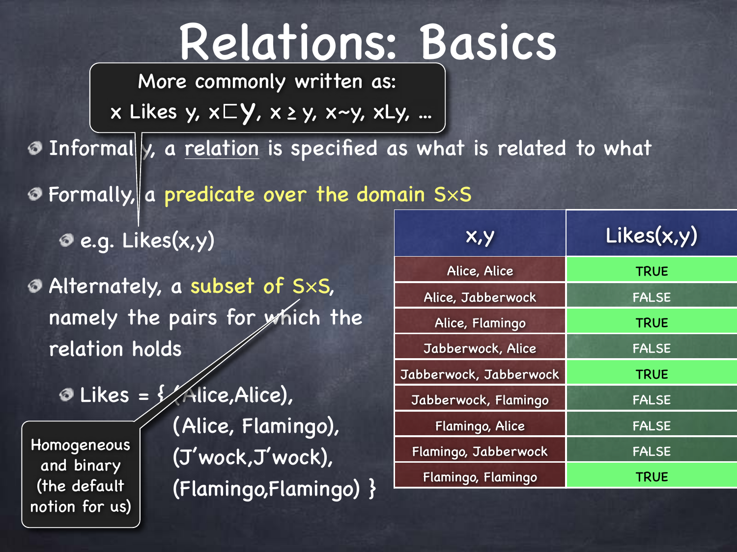# Relations: Basics

> More commonly written as:
> x Likes y, $x \sqsubset y$, $x \geq y$, $x \sim y$, xLy, ...

- Informally, a <u>relation</u> is specified as what is related to what
- Formally, a predicate over the domain $S \times S$
  - e.g. Likes(x,y)
- Alternately, a subset of $S \times S$, namely the pairs for which the relation holds
  - Likes = { (Alice,Alice), (Alice, Flamingo), (J'wock,J'wock), (Flamingo,Flamingo) }

> Homogeneous and binary (the default notion for us)

| x,y | Likes(x,y) |
|---|---|
| Alice, Alice | TRUE |
| Alice, Jabberwock | FALSE |
| Alice, Flamingo | TRUE |
| Jabberwock, Alice | FALSE |
| Jabberwock, Jabberwock | TRUE |
| Jabberwock, Flamingo | FALSE |
| Flamingo, Alice | FALSE |
| Flamingo, Jabberwock | FALSE |
| Flamingo, Flamingo | TRUE |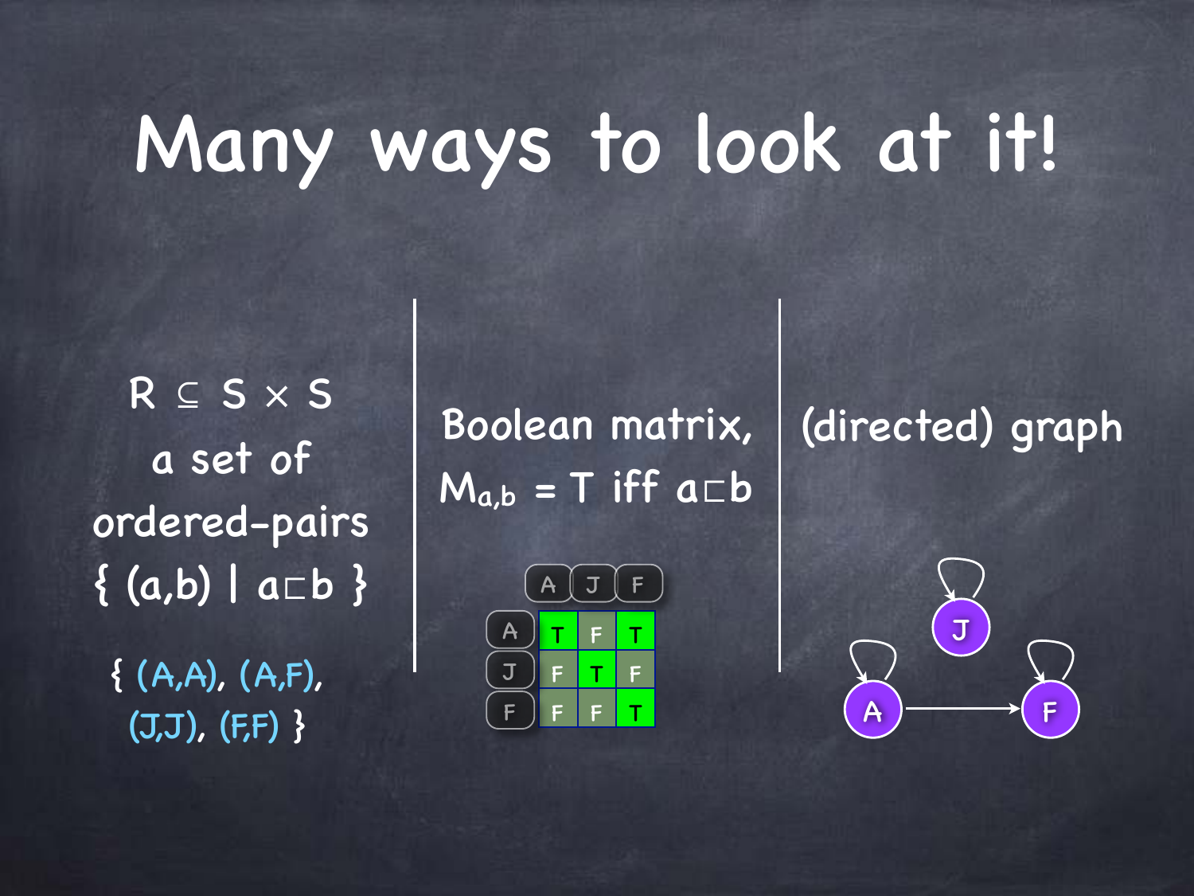# Many ways to look at it!

$R \subseteq S \times S$

a set of ordered-pairs

$\{ (a,b) \mid a \sqsubset b \}$

{ (A,A), (A,F), (J,J), (F,F) }

Boolean matrix, $M_{a,b} = T$ iff $a \sqsubset b$

|   | A | J | F |
|---|---|---|---|
| A | T | F | T |
| J | F | T | F |
| F | F | F | T |

(directed) graph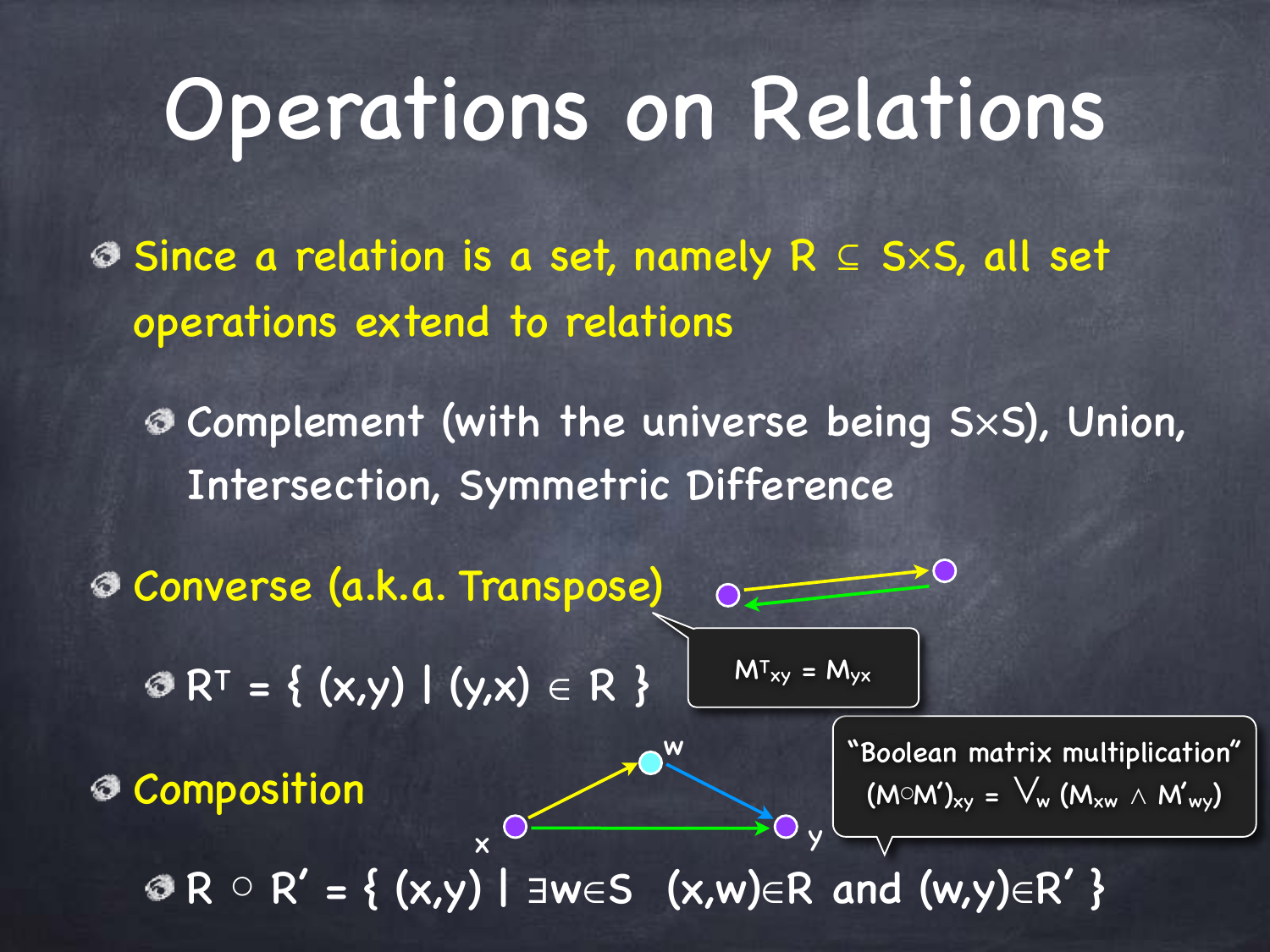# Operations on Relations

- Since a relation is a set, namely $R \subseteq S \times S$, all set operations extend to relations
  - Complement (with the universe being $S \times S$), Union, Intersection, Symmetric Difference
- Converse (a.k.a. Transpose)
  - $R^T = \{ (x,y) \mid (y,x) \in R \}$

$M^T_{xy} = M_{yx}$

- Composition
  - $R \circ R' = \{ (x,y) \mid \exists w \in S \ \ (x,w) \in R \text{ and } (w,y) \in R' \}$

"Boolean matrix multiplication"
$(M \circ M')_{xy} = \bigvee_w (M_{xw} \wedge M'_{wy})$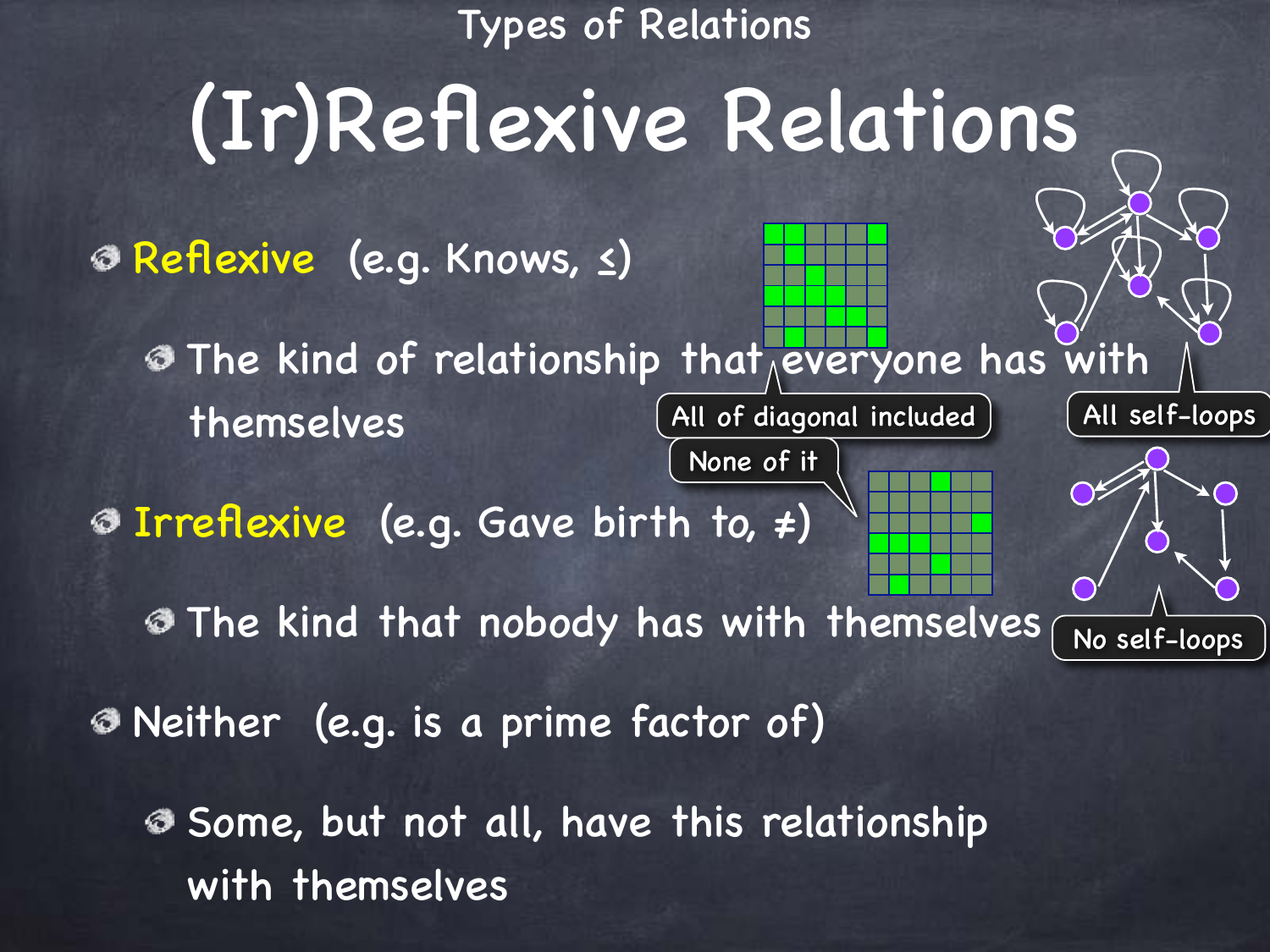Types of Relations

# (Ir)Reflexive Relations

- **Reflexive** (e.g. Knows, $\leq$)
  - The kind of relationship that everyone has with themselves
- **Irreflexive** (e.g. Gave birth to, $\neq$)
  - The kind that nobody has with themselves
- Neither (e.g. is a prime factor of)
  - Some, but not all, have this relationship with themselves

All of diagonal included

All self-loops

None of it

No self-loops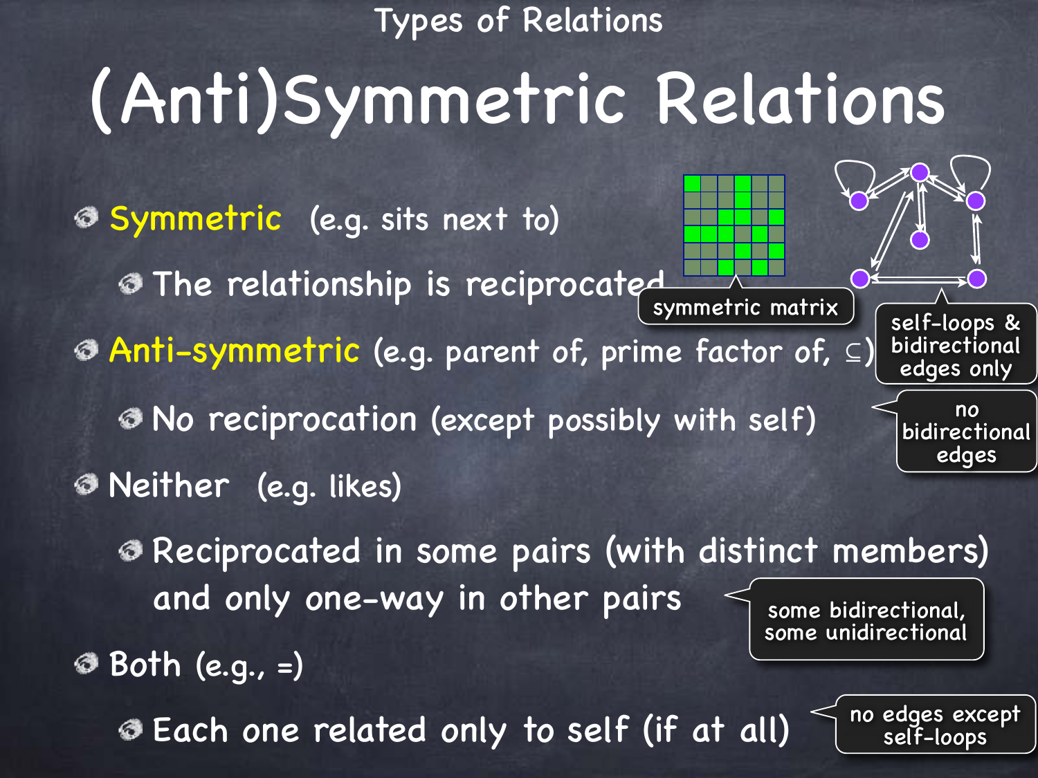Types of Relations

# (Anti)Symmetric Relations

- Symmetric (e.g. sits next to)
  - The relationship is reciprocated
- Anti-symmetric (e.g. parent of, prime factor of, $\subseteq$)
  - No reciprocation (except possibly with self)
- Neither (e.g. likes)
  - Reciprocated in some pairs (with distinct members) and only one-way in other pairs
- Both (e.g., =)
  - Each one related only to self (if at all)

symmetric matrix

self-loops & bidirectional edges only

no bidirectional edges

some bidirectional, some unidirectional

no edges except self-loops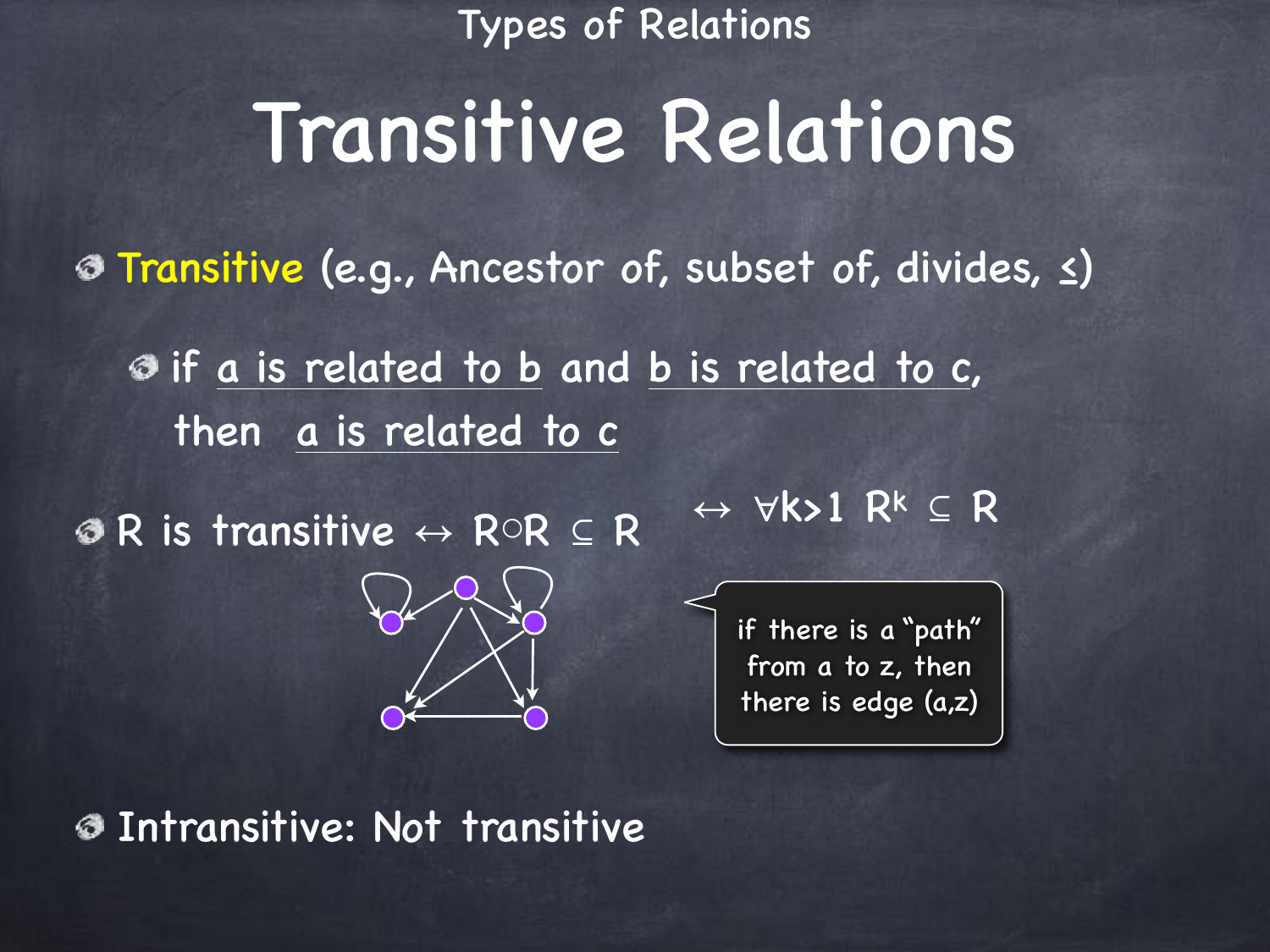Types of Relations

# Transitive Relations

- **Transitive** (e.g., Ancestor of, subset of, divides, ≤)
  - if a is related to b and b is related to c, then a is related to c
- R is transitive ↔ $R \circ R \subseteq R$ ↔ $\forall k>1 \; R^k \subseteq R$

if there is a "path" from a to z, then there is edge (a,z)

- Intransitive: Not transitive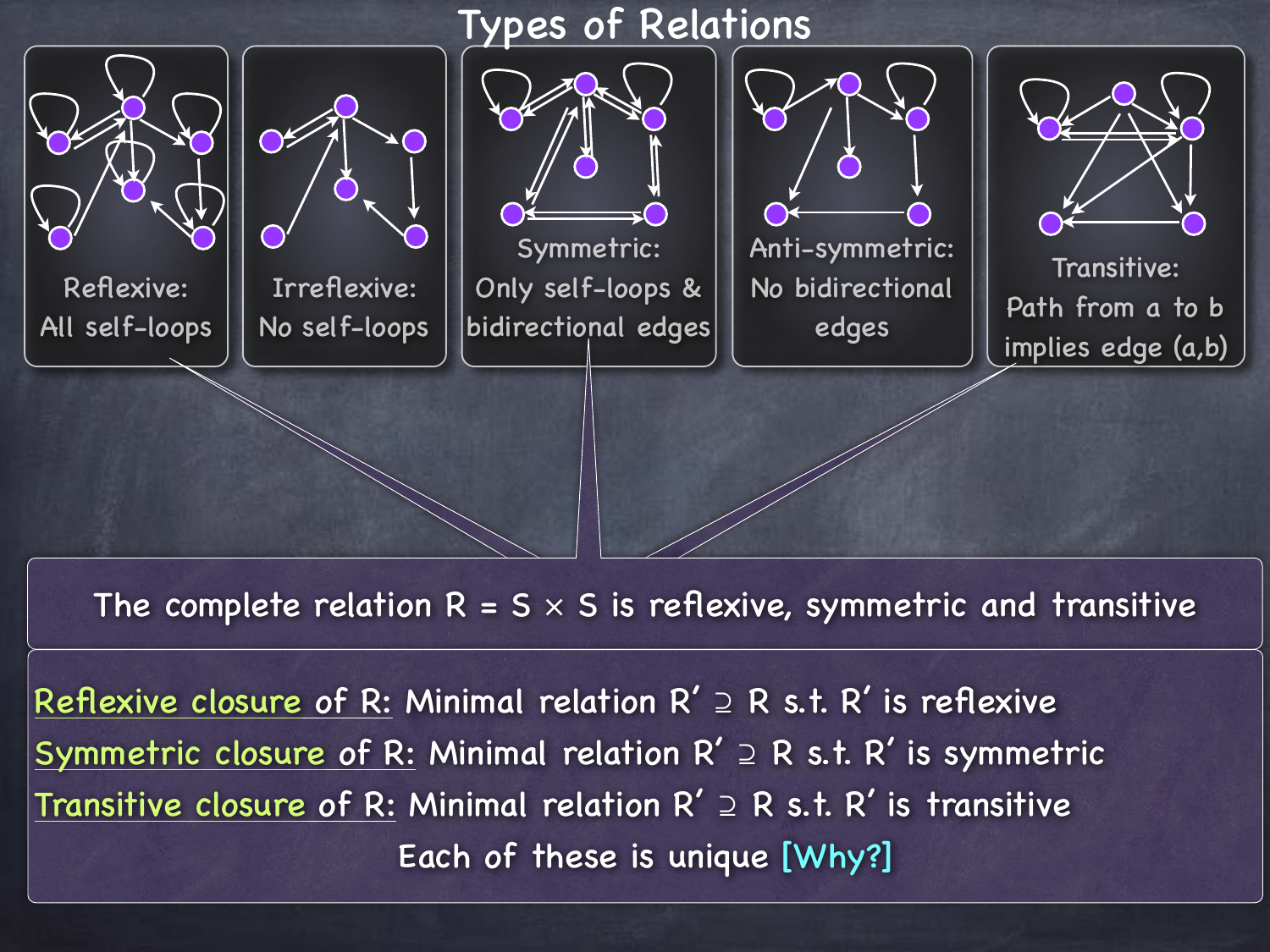# Types of Relations

Reflexive: All self-loops

Irreflexive: No self-loops

Symmetric: Only self-loops & bidirectional edges

Anti-symmetric: No bidirectional edges

Transitive: Path from a to b implies edge (a,b)

The complete relation $R = S \times S$ is reflexive, symmetric and transitive

Reflexive closure of R: Minimal relation $R' \supseteq R$ s.t. $R'$ is reflexive

Symmetric closure of R: Minimal relation $R' \supseteq R$ s.t. $R'$ is symmetric

Transitive closure of R: Minimal relation $R' \supseteq R$ s.t. $R'$ is transitive

Each of these is unique [Why?]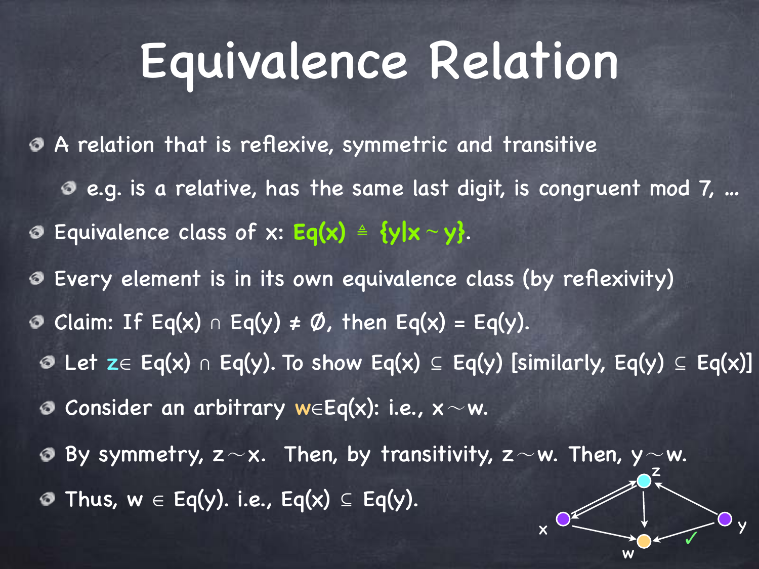# Equivalence Relation

- A relation that is reflexive, symmetric and transitive
  - e.g. is a relative, has the same last digit, is congruent mod 7, ...
- Equivalence class of x: **$Eq(x) \triangleq \{y | x \sim y\}$**.
- Every element is in its own equivalence class (by reflexivity)
- Claim: If $Eq(x) \cap Eq(y) \neq \emptyset$, then $Eq(x) = Eq(y)$.
  - Let $z \in Eq(x) \cap Eq(y)$. To show $Eq(x) \subseteq Eq(y)$ [similarly, $Eq(y) \subseteq Eq(x)$]
  - Consider an arbitrary $w \in Eq(x)$: i.e., $x \sim w$.
  - By symmetry, $z \sim x$. Then, by transitivity, $z \sim w$. Then, $y \sim w$.
  - Thus, $w \in Eq(y)$. i.e., $Eq(x) \subseteq Eq(y)$.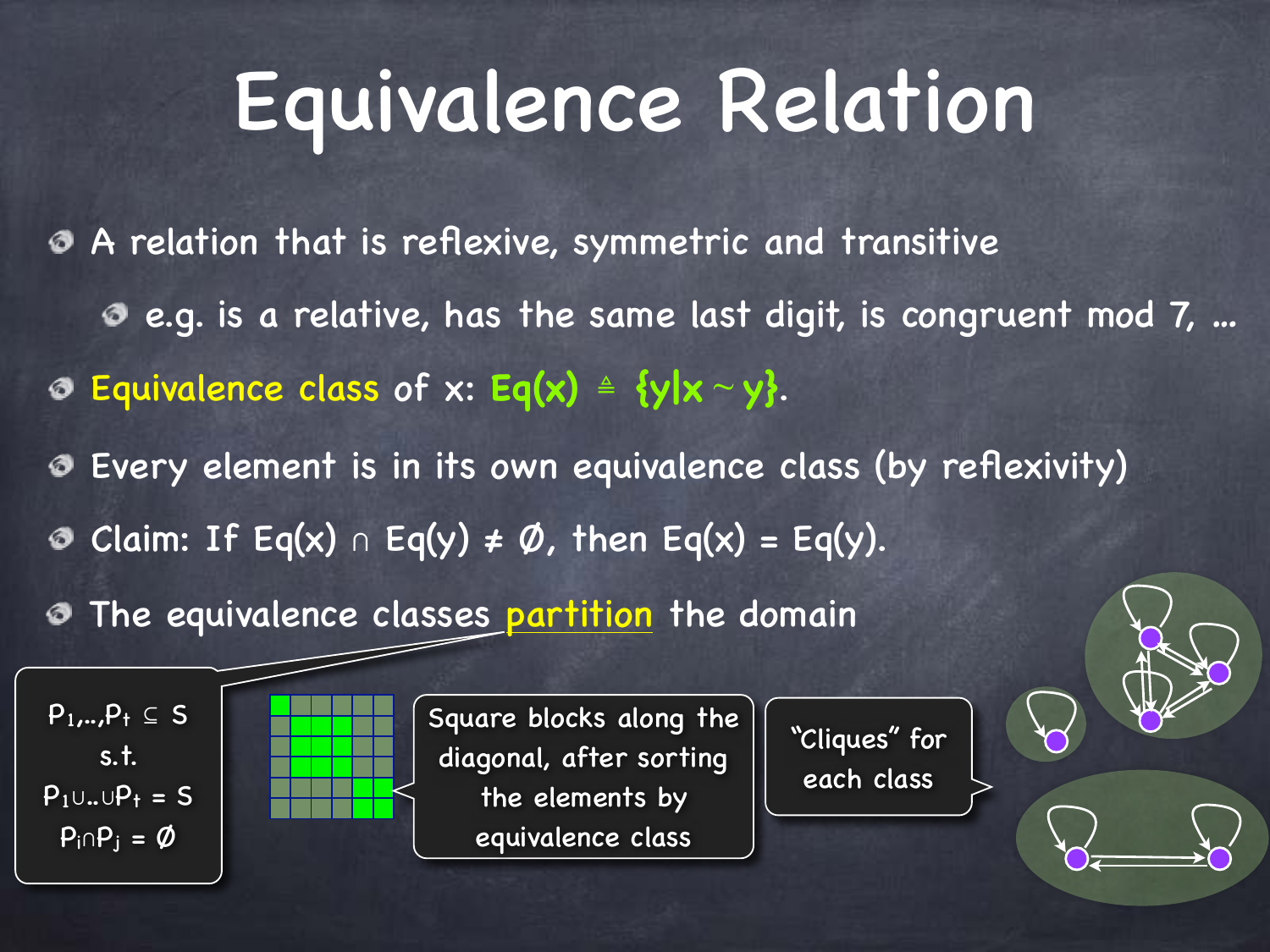# Equivalence Relation

- A relation that is reflexive, symmetric and transitive
  - e.g. is a relative, has the same last digit, is congruent mod 7, ...
- **Equivalence class** of x: $Eq(x) \triangleq \{y | x \sim y\}$.
- Every element is in its own equivalence class (by reflexivity)
- Claim: If $Eq(x) \cap Eq(y) \neq \emptyset$, then $Eq(x) = Eq(y)$.
- The equivalence classes partition the domain

$P_1,..,P_t \subseteq S$ s.t. $P_1 \cup .. \cup P_t = S$, $P_i \cap P_j = \emptyset$

Square blocks along the diagonal, after sorting the elements by equivalence class

"Cliques" for each class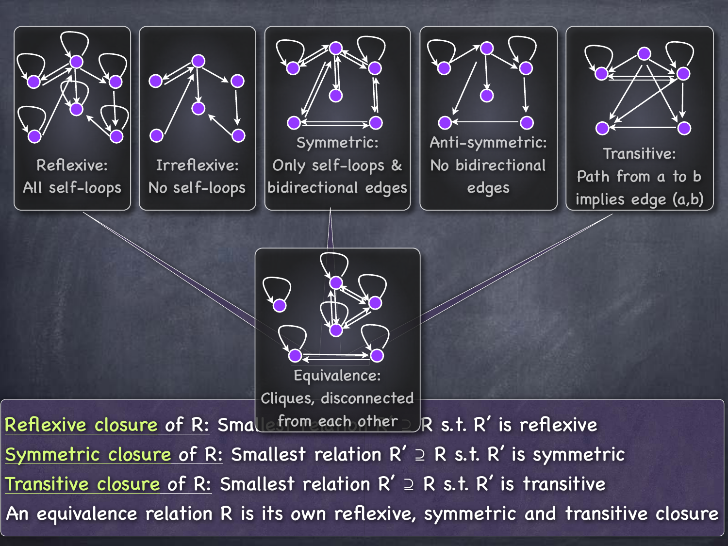Reflexive: All self-loops

Irreflexive: No self-loops

Symmetric: Only self-loops & bidirectional edges

Anti-symmetric: No bidirectional edges

Transitive: Path from a to b implies edge (a,b)

Equivalence: Cliques, disconnected from each other

Reflexive closure of R: Smallest relation R′ ⊇ R s.t. R′ is reflexive

Symmetric closure of R: Smallest relation R′ ⊇ R s.t. R′ is symmetric

Transitive closure of R: Smallest relation R′ ⊇ R s.t. R′ is transitive

An equivalence relation R is its own reflexive, symmetric and transitive closure